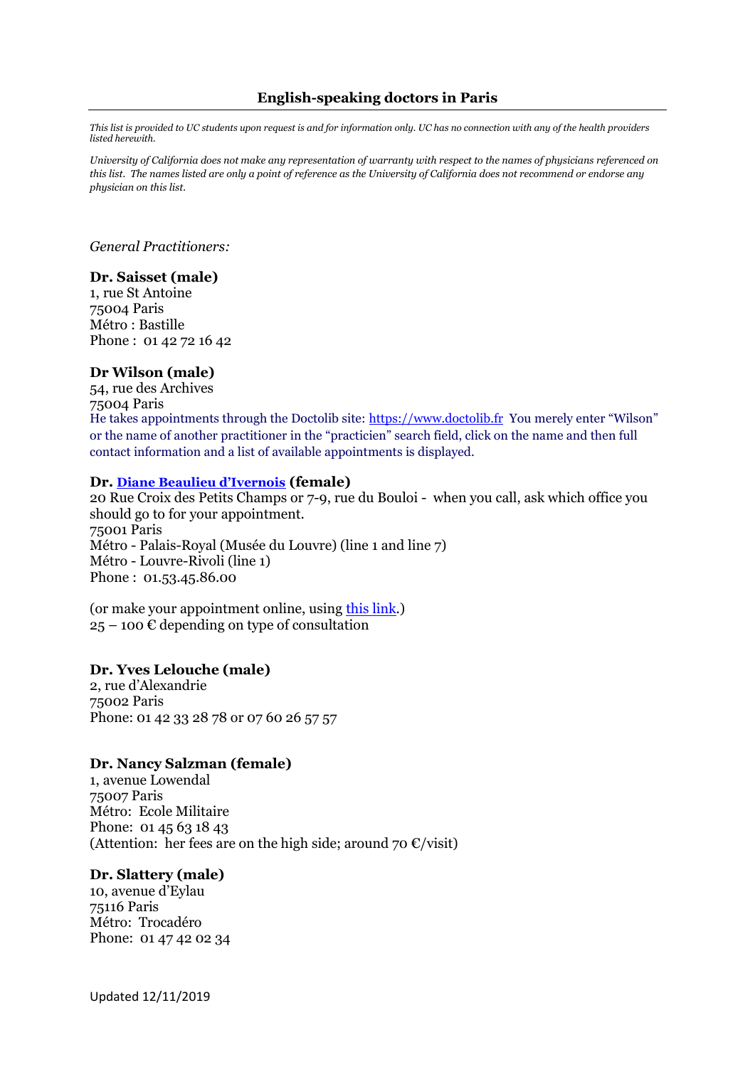## English-speaking doctors in Paris

*This list is provided to UC students upon request is and for information only. UC has no connection with any of the health providers listed herewith.*

*University of California does not make any representation of warranty with respect to the names of physicians referenced on this list. The names listed are only a point of reference as the University of California does not recommend or endorse any physician on this list.*

*General Practitioners:*

**Dr. Saisset (male)**
1, rue St Antoine
75004 Paris
Métro : Bastille
Phone : 01 42 72 16 42

**Dr Wilson (male)**
54, rue des Archives
75004 Paris
He takes appointments through the Doctolib site: [https://www.doctolib.fr](https://www.doctolib.fr) You merely enter "Wilson" or the name of another practitioner in the "practicien" search field, click on the name and then full contact information and a list of available appointments is displayed.

**Dr. Diane Beaulieu d'Ivernois (female)**
20 Rue Croix des Petits Champs or 7-9, rue du Bouloi - when you call, ask which office you should go to for your appointment.
75001 Paris
Métro - Palais-Royal (Musée du Louvre) (line 1 and line 7)
Métro - Louvre-Rivoli (line 1)
Phone : 01.53.45.86.00

(or make your appointment online, using this link.)
25 – 100 € depending on type of consultation

**Dr. Yves Lelouche (male)**
2, rue d'Alexandrie
75002 Paris
Phone: 01 42 33 28 78 or 07 60 26 57 57

**Dr. Nancy Salzman (female)**
1, avenue Lowendal
75007 Paris
Métro: Ecole Militaire
Phone: 01 45 63 18 43
(Attention: her fees are on the high side; around 70 €/visit)

**Dr. Slattery (male)**
10, avenue d'Eylau
75116 Paris
Métro: Trocadéro
Phone: 01 47 42 02 34

Updated 12/11/2019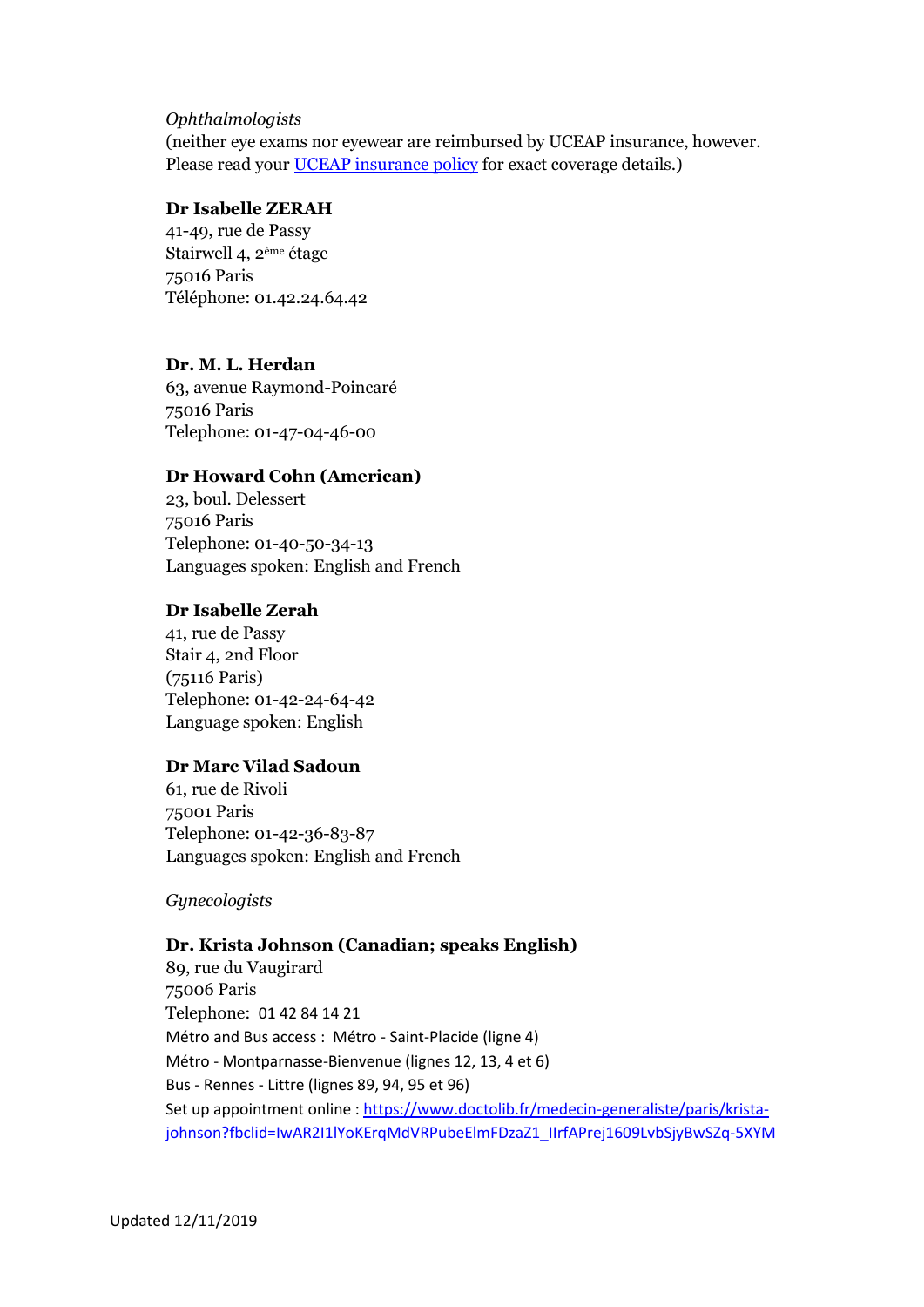*Ophthalmologists*

(neither eye exams nor eyewear are reimbursed by UCEAP insurance, however. Please read your UCEAP insurance policy for exact coverage details.)

**Dr Isabelle ZERAH**
41-49, rue de Passy
Stairwell 4, 2ème étage
75016 Paris
Téléphone: 01.42.24.64.42

**Dr. M. L. Herdan**
63, avenue Raymond-Poincaré
75016 Paris
Telephone: 01-47-04-46-00

**Dr Howard Cohn (American)**
23, boul. Delessert
75016 Paris
Telephone: 01-40-50-34-13
Languages spoken: English and French

**Dr Isabelle Zerah**
41, rue de Passy
Stair 4, 2nd Floor
(75116 Paris)
Telephone: 01-42-24-64-42
Language spoken: English

**Dr Marc Vilad Sadoun**
61, rue de Rivoli
75001 Paris
Telephone: 01-42-36-83-87
Languages spoken: English and French

*Gynecologists*

**Dr. Krista Johnson (Canadian; speaks English)**
89, rue du Vaugirard
75006 Paris
Telephone: 01 42 84 14 21
Métro and Bus access : Métro - Saint-Placide (ligne 4)
Métro - Montparnasse-Bienvenue (lignes 12, 13, 4 et 6)
Bus - Rennes - Littre (lignes 89, 94, 95 et 96)
Set up appointment online : https://www.doctolib.fr/medecin-generaliste/paris/krista-johnson?fbclid=IwAR2I1lYoKErqMdVRPubeElmFDzaZ1_IIrfAPrej1609LvbSjyBwSZq-5XYM

Updated 12/11/2019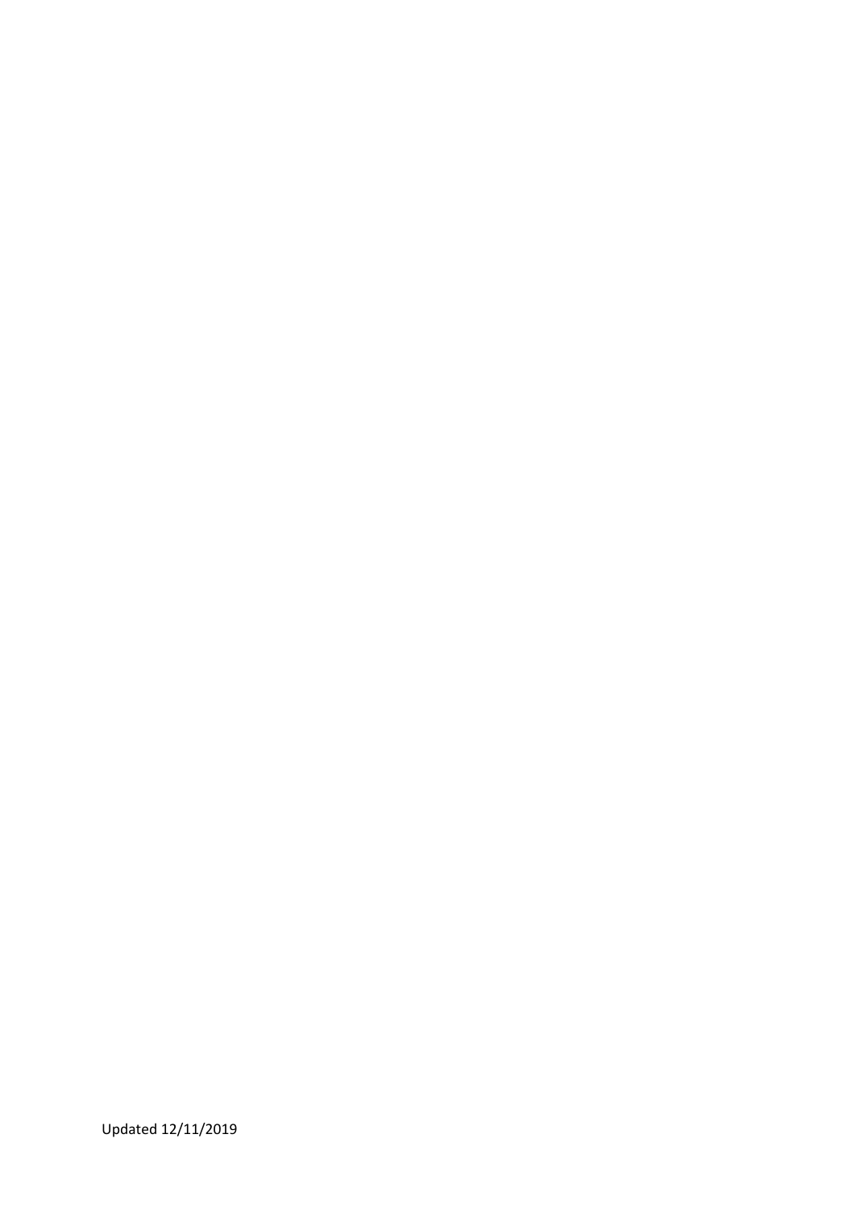Updated 12/11/2019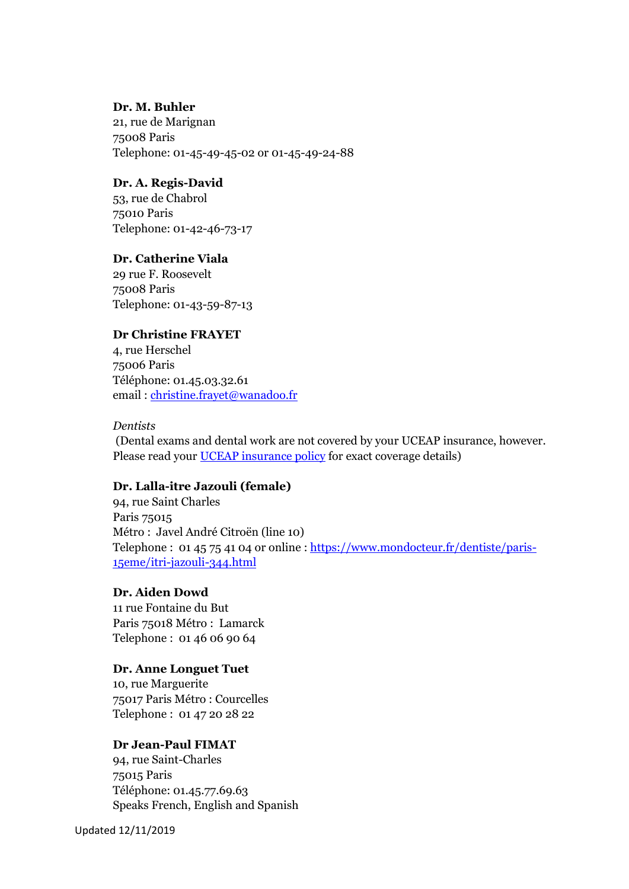**Dr. M. Buhler**
21, rue de Marignan
75008 Paris
Telephone: 01-45-49-45-02 or 01-45-49-24-88

**Dr. A. Regis-David**
53, rue de Chabrol
75010 Paris
Telephone: 01-42-46-73-17

**Dr. Catherine Viala**
29 rue F. Roosevelt
75008 Paris
Telephone: 01-43-59-87-13

**Dr Christine FRAYET**
4, rue Herschel
75006 Paris
Téléphone: 01.45.03.32.61
email : [christine.frayet@wanadoo.fr](mailto:christine.frayet@wanadoo.fr)

*Dentists*

(Dental exams and dental work are not covered by your UCEAP insurance, however. Please read your [UCEAP insurance policy]() for exact coverage details)

**Dr. Lalla-itre Jazouli (female)**
94, rue Saint Charles
Paris 75015
Métro : Javel André Citroën (line 10)
Telephone : 01 45 75 41 04 or online : [https://www.mondocteur.fr/dentiste/paris-15eme/itri-jazouli-344.html](https://www.mondocteur.fr/dentiste/paris-15eme/itri-jazouli-344.html)

**Dr. Aiden Dowd**
11 rue Fontaine du But
Paris 75018 Métro : Lamarck
Telephone : 01 46 06 90 64

**Dr. Anne Longuet Tuet**
10, rue Marguerite
75017 Paris Métro : Courcelles
Telephone : 01 47 20 28 22

**Dr Jean-Paul FIMAT**
94, rue Saint-Charles
75015 Paris
Téléphone: 01.45.77.69.63
Speaks French, English and Spanish

Updated 12/11/2019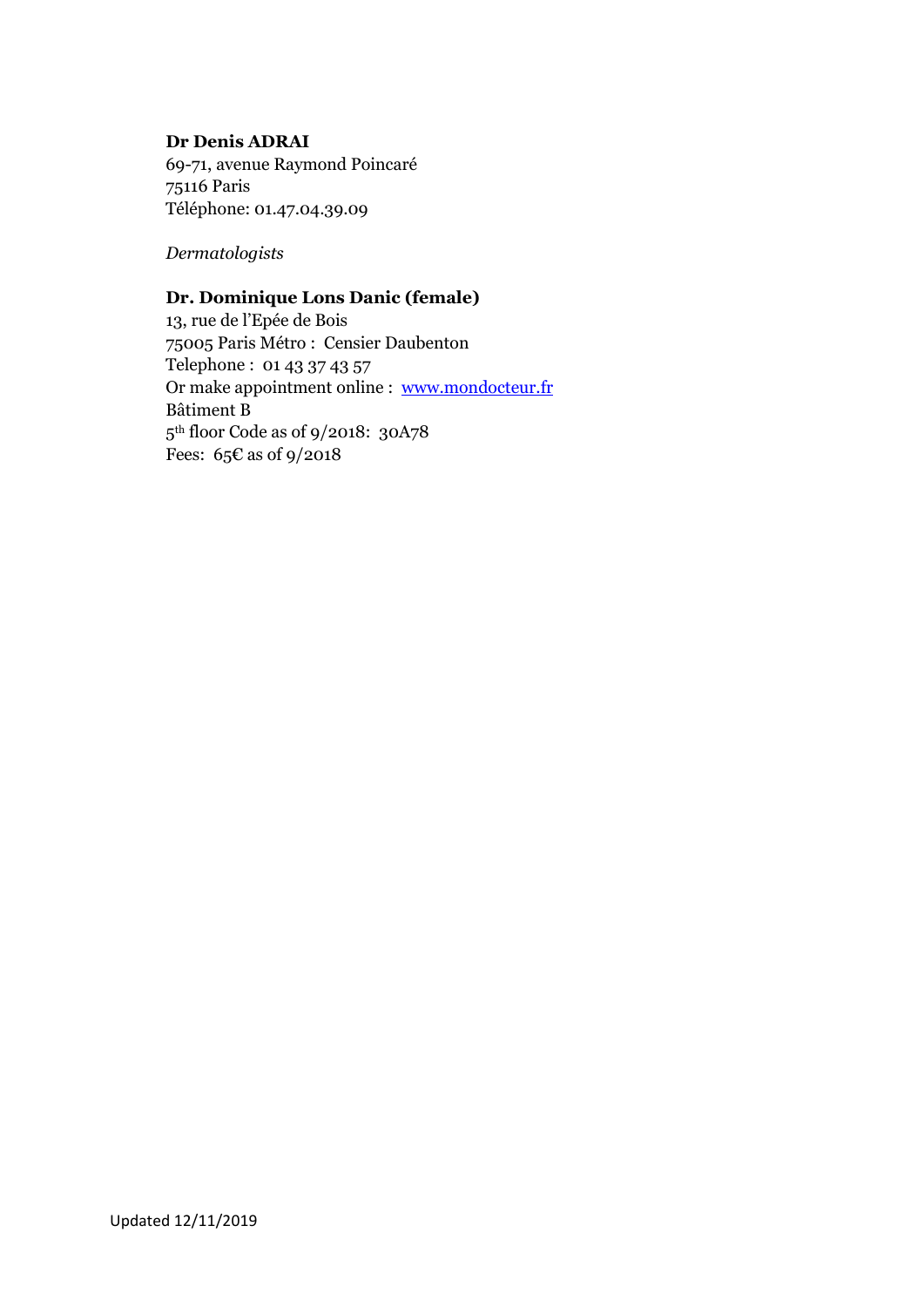**Dr Denis ADRAI**
69-71, avenue Raymond Poincaré
75116 Paris
Téléphone: 01.47.04.39.09

*Dermatologists*

**Dr. Dominique Lons Danic (female)**
13, rue de l'Epée de Bois
75005 Paris Métro : Censier Daubenton
Telephone : 01 43 37 43 57
Or make appointment online : [www.mondocteur.fr](http://www.mondocteur.fr)
Bâtiment B
5th floor Code as of 9/2018: 30A78
Fees: 65€ as of 9/2018

Updated 12/11/2019